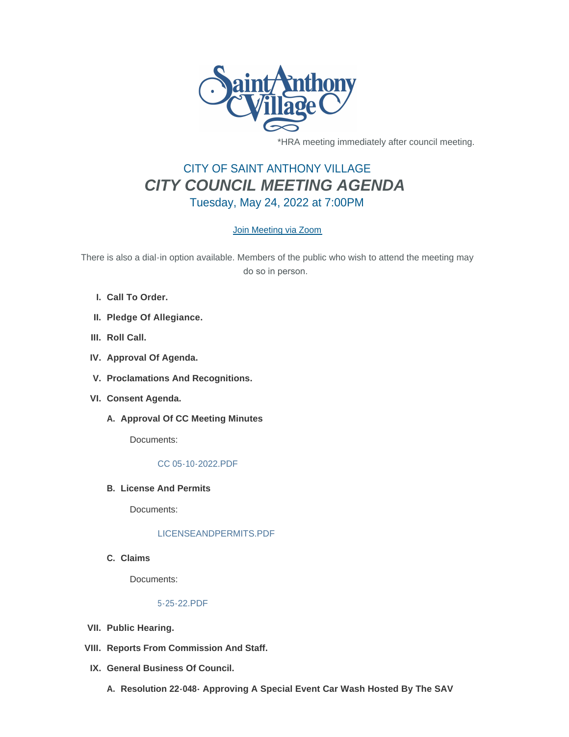*HRA meeting immediately after council meeting.

# CITY OF SAINT ANTHONY VILLAGE
# *CITY COUNCIL MEETING AGENDA*
## Tuesday, May 24, 2022 at 7:00PM

Join Meeting via Zoom

There is also a dial-in option available. Members of the public who wish to attend the meeting may do so in person.

I. **Call To Order.**

II. **Pledge Of Allegiance.**

III. **Roll Call.**

IV. **Approval Of Agenda.**

V. **Proclamations And Recognitions.**

VI. **Consent Agenda.**

   A. **Approval Of CC Meeting Minutes**

      Documents:

      CC 05-10-2022.PDF

   B. **License And Permits**

      Documents:

      LICENSEANDPERMITS.PDF

   C. **Claims**

      Documents:

      5-25-22.PDF

VII. **Public Hearing.**

VIII. **Reports From Commission And Staff.**

IX. **General Business Of Council.**

   A. **Resolution 22-048- Approving A Special Event Car Wash Hosted By The SAV**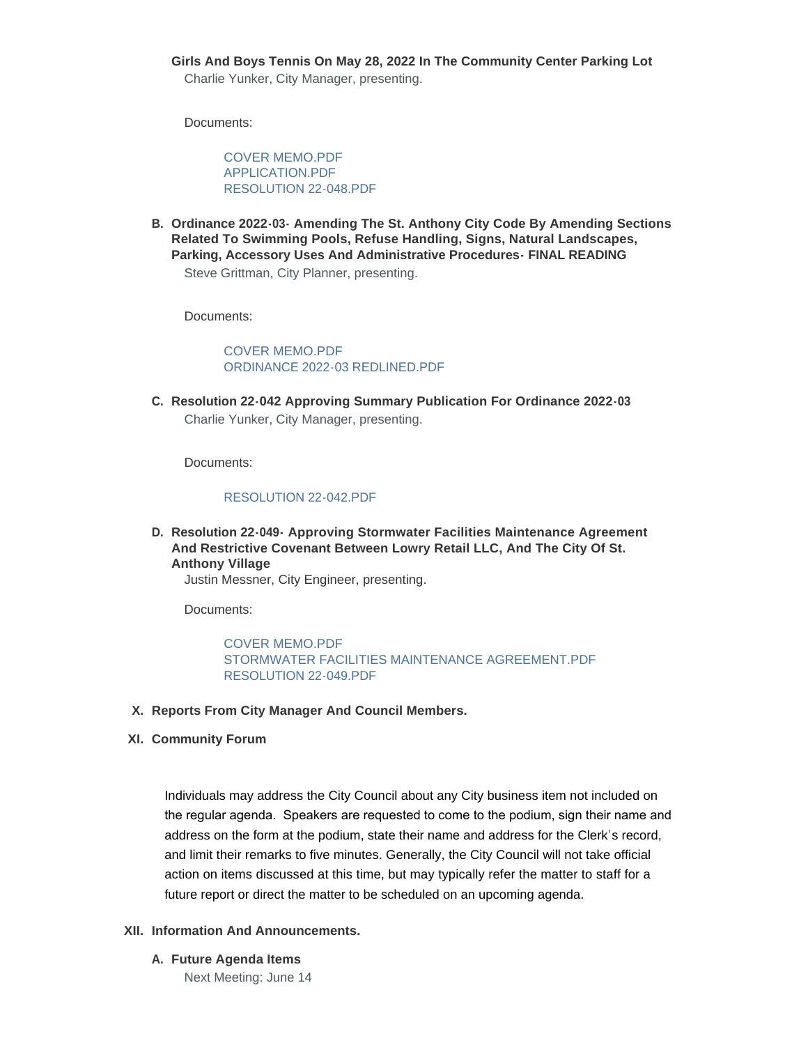**Girls And Boys Tennis On May 28, 2022 In The Community Center Parking Lot**
Charlie Yunker, City Manager, presenting.

Documents:

COVER MEMO.PDF
APPLICATION.PDF
RESOLUTION 22-048.PDF

B. **Ordinance 2022-03- Amending The St. Anthony City Code By Amending Sections Related To Swimming Pools, Refuse Handling, Signs, Natural Landscapes, Parking, Accessory Uses And Administrative Procedures- FINAL READING**
Steve Grittman, City Planner, presenting.

Documents:

COVER MEMO.PDF
ORDINANCE 2022-03 REDLINED.PDF

C. **Resolution 22-042 Approving Summary Publication For Ordinance 2022-03**
Charlie Yunker, City Manager, presenting.

Documents:

RESOLUTION 22-042.PDF

D. **Resolution 22-049- Approving Stormwater Facilities Maintenance Agreement And Restrictive Covenant Between Lowry Retail LLC, And The City Of St. Anthony Village**
Justin Messner, City Engineer, presenting.

Documents:

COVER MEMO.PDF
STORMWATER FACILITIES MAINTENANCE AGREEMENT.PDF
RESOLUTION 22-049.PDF

X. **Reports From City Manager And Council Members.**

XI. **Community Forum**

Individuals may address the City Council about any City business item not included on the regular agenda. Speakers are requested to come to the podium, sign their name and address on the form at the podium, state their name and address for the Clerk's record, and limit their remarks to five minutes. Generally, the City Council will not take official action on items discussed at this time, but may typically refer the matter to staff for a future report or direct the matter to be scheduled on an upcoming agenda.

XII. **Information And Announcements.**

A. **Future Agenda Items**
Next Meeting: June 14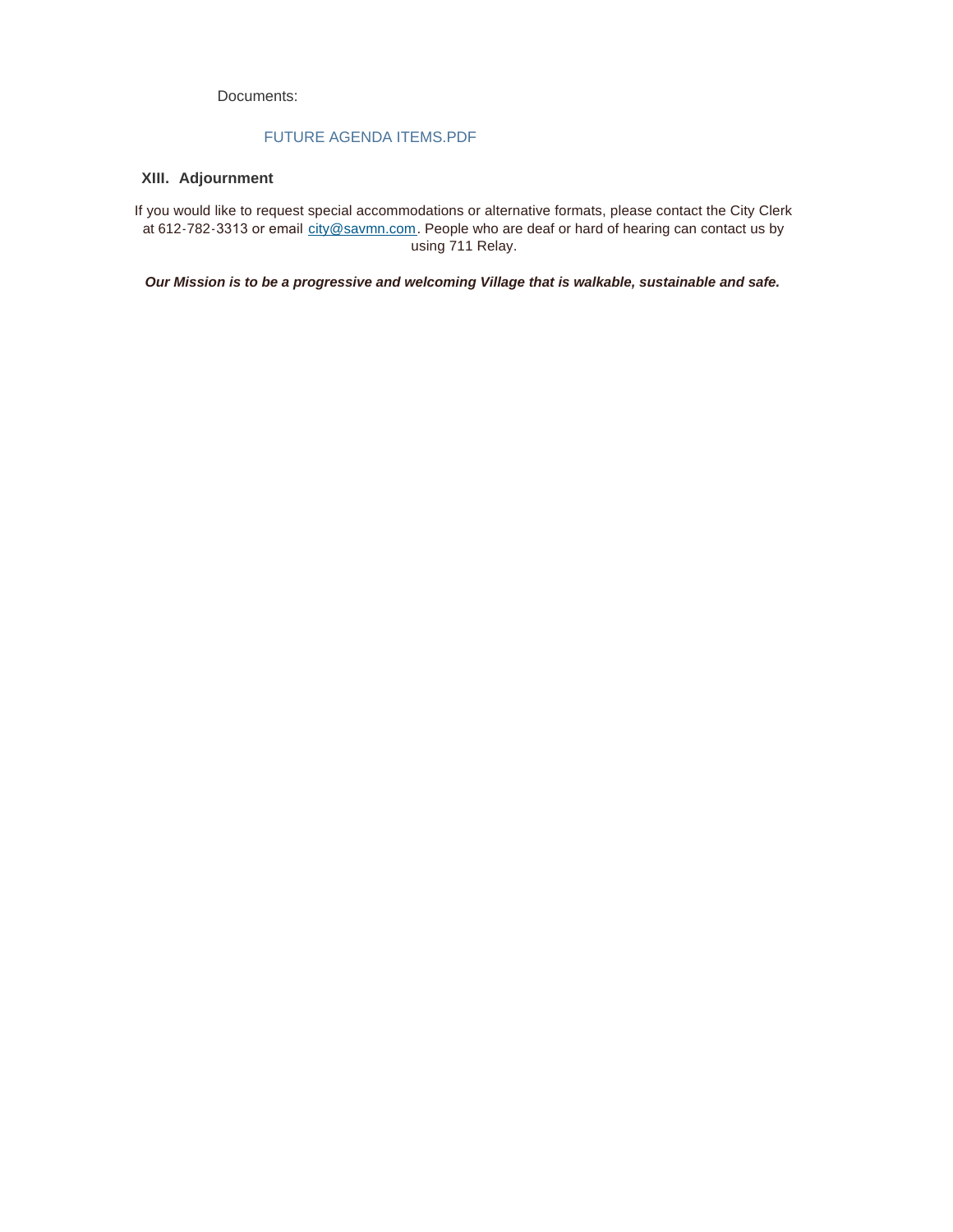Documents:

FUTURE AGENDA ITEMS.PDF

## XIII. Adjournment

If you would like to request special accommodations or alternative formats, please contact the City Clerk at 612-782-3313 or email city@savmn.com. People who are deaf or hard of hearing can contact us by using 711 Relay.

***Our Mission is to be a progressive and welcoming Village that is walkable, sustainable and safe.***